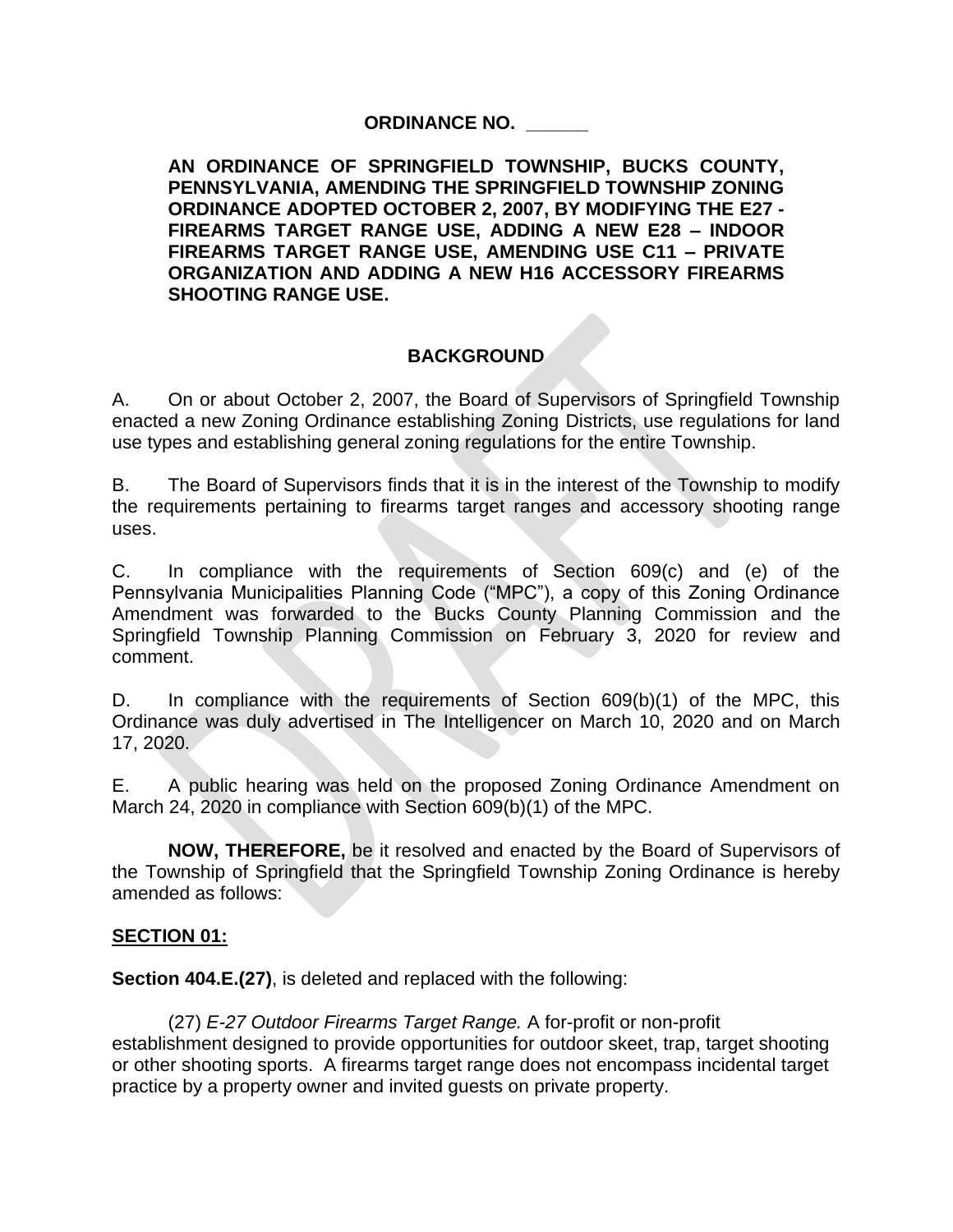# ORDINANCE NO. ______

**AN ORDINANCE OF SPRINGFIELD TOWNSHIP, BUCKS COUNTY, PENNSYLVANIA, AMENDING THE SPRINGFIELD TOWNSHIP ZONING ORDINANCE ADOPTED OCTOBER 2, 2007, BY MODIFYING THE E27 - FIREARMS TARGET RANGE USE, ADDING A NEW E28 – INDOOR FIREARMS TARGET RANGE USE, AMENDING USE C11 – PRIVATE ORGANIZATION AND ADDING A NEW H16 ACCESSORY FIREARMS SHOOTING RANGE USE.**

## BACKGROUND

A. On or about October 2, 2007, the Board of Supervisors of Springfield Township enacted a new Zoning Ordinance establishing Zoning Districts, use regulations for land use types and establishing general zoning regulations for the entire Township.

B. The Board of Supervisors finds that it is in the interest of the Township to modify the requirements pertaining to firearms target ranges and accessory shooting range uses.

C. In compliance with the requirements of Section 609(c) and (e) of the Pennsylvania Municipalities Planning Code ("MPC"), a copy of this Zoning Ordinance Amendment was forwarded to the Bucks County Planning Commission and the Springfield Township Planning Commission on February 3, 2020 for review and comment.

D. In compliance with the requirements of Section 609(b)(1) of the MPC, this Ordinance was duly advertised in The Intelligencer on March 10, 2020 and on March 17, 2020.

E. A public hearing was held on the proposed Zoning Ordinance Amendment on March 24, 2020 in compliance with Section 609(b)(1) of the MPC.

**NOW, THEREFORE,** be it resolved and enacted by the Board of Supervisors of the Township of Springfield that the Springfield Township Zoning Ordinance is hereby amended as follows:

**SECTION 01:**

**Section 404.E.(27)**, is deleted and replaced with the following:

(27) *E-27 Outdoor Firearms Target Range.* A for-profit or non-profit establishment designed to provide opportunities for outdoor skeet, trap, target shooting or other shooting sports. A firearms target range does not encompass incidental target practice by a property owner and invited guests on private property.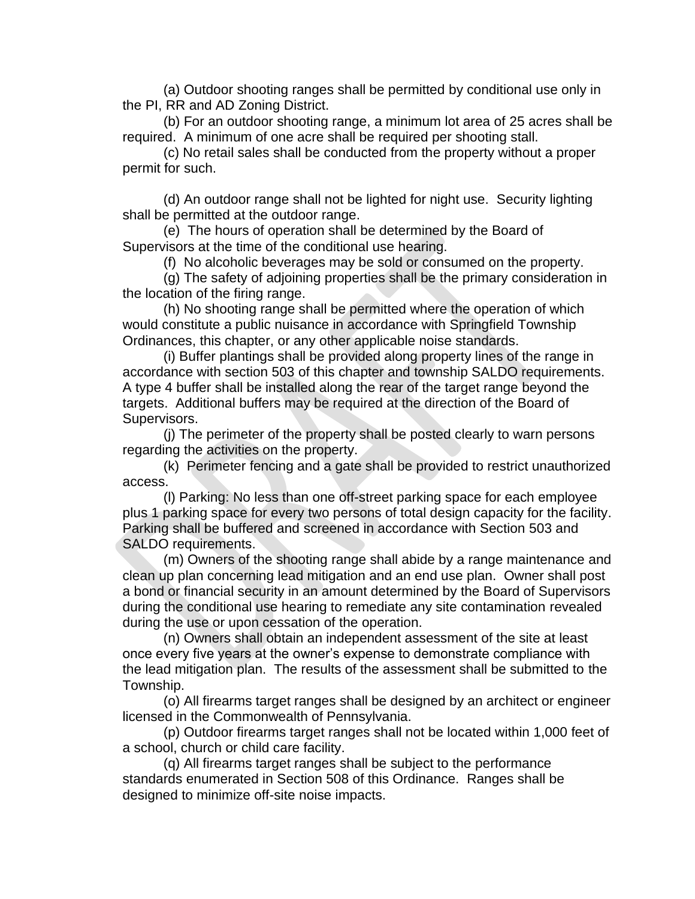(a) Outdoor shooting ranges shall be permitted by conditional use only in the PI, RR and AD Zoning District.

(b) For an outdoor shooting range, a minimum lot area of 25 acres shall be required. A minimum of one acre shall be required per shooting stall.

(c) No retail sales shall be conducted from the property without a proper permit for such.

(d) An outdoor range shall not be lighted for night use. Security lighting shall be permitted at the outdoor range.

(e) The hours of operation shall be determined by the Board of Supervisors at the time of the conditional use hearing.

(f) No alcoholic beverages may be sold or consumed on the property.

(g) The safety of adjoining properties shall be the primary consideration in the location of the firing range.

(h) No shooting range shall be permitted where the operation of which would constitute a public nuisance in accordance with Springfield Township Ordinances, this chapter, or any other applicable noise standards.

(i) Buffer plantings shall be provided along property lines of the range in accordance with section 503 of this chapter and township SALDO requirements. A type 4 buffer shall be installed along the rear of the target range beyond the targets. Additional buffers may be required at the direction of the Board of Supervisors.

(j) The perimeter of the property shall be posted clearly to warn persons regarding the activities on the property.

(k) Perimeter fencing and a gate shall be provided to restrict unauthorized access.

(l) Parking: No less than one off-street parking space for each employee plus 1 parking space for every two persons of total design capacity for the facility. Parking shall be buffered and screened in accordance with Section 503 and SALDO requirements.

(m) Owners of the shooting range shall abide by a range maintenance and clean up plan concerning lead mitigation and an end use plan. Owner shall post a bond or financial security in an amount determined by the Board of Supervisors during the conditional use hearing to remediate any site contamination revealed during the use or upon cessation of the operation.

(n) Owners shall obtain an independent assessment of the site at least once every five years at the owner's expense to demonstrate compliance with the lead mitigation plan. The results of the assessment shall be submitted to the Township.

(o) All firearms target ranges shall be designed by an architect or engineer licensed in the Commonwealth of Pennsylvania.

(p) Outdoor firearms target ranges shall not be located within 1,000 feet of a school, church or child care facility.

(q) All firearms target ranges shall be subject to the performance standards enumerated in Section 508 of this Ordinance. Ranges shall be designed to minimize off-site noise impacts.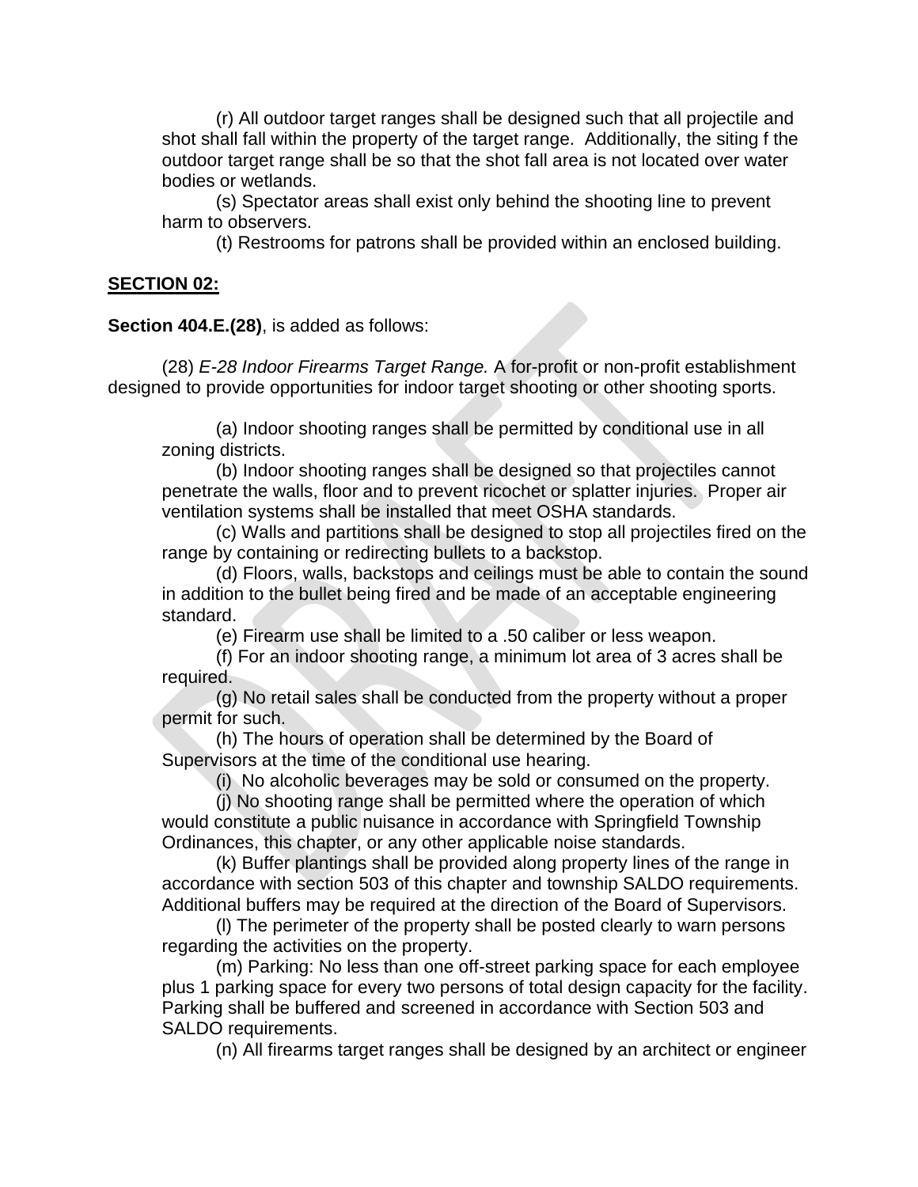(r) All outdoor target ranges shall be designed such that all projectile and shot shall fall within the property of the target range. Additionally, the siting f the outdoor target range shall be so that the shot fall area is not located over water bodies or wetlands.

(s) Spectator areas shall exist only behind the shooting line to prevent harm to observers.

(t) Restrooms for patrons shall be provided within an enclosed building.

**SECTION 02:**

**Section 404.E.(28)**, is added as follows:

(28) *E-28 Indoor Firearms Target Range.* A for-profit or non-profit establishment designed to provide opportunities for indoor target shooting or other shooting sports.

(a) Indoor shooting ranges shall be permitted by conditional use in all zoning districts.

(b) Indoor shooting ranges shall be designed so that projectiles cannot penetrate the walls, floor and to prevent ricochet or splatter injuries. Proper air ventilation systems shall be installed that meet OSHA standards.

(c) Walls and partitions shall be designed to stop all projectiles fired on the range by containing or redirecting bullets to a backstop.

(d) Floors, walls, backstops and ceilings must be able to contain the sound in addition to the bullet being fired and be made of an acceptable engineering standard.

(e) Firearm use shall be limited to a .50 caliber or less weapon.

(f) For an indoor shooting range, a minimum lot area of 3 acres shall be required.

(g) No retail sales shall be conducted from the property without a proper permit for such.

(h) The hours of operation shall be determined by the Board of Supervisors at the time of the conditional use hearing.

(i) No alcoholic beverages may be sold or consumed on the property.

(j) No shooting range shall be permitted where the operation of which would constitute a public nuisance in accordance with Springfield Township Ordinances, this chapter, or any other applicable noise standards.

(k) Buffer plantings shall be provided along property lines of the range in accordance with section 503 of this chapter and township SALDO requirements. Additional buffers may be required at the direction of the Board of Supervisors.

(l) The perimeter of the property shall be posted clearly to warn persons regarding the activities on the property.

(m) Parking: No less than one off-street parking space for each employee plus 1 parking space for every two persons of total design capacity for the facility. Parking shall be buffered and screened in accordance with Section 503 and SALDO requirements.

(n) All firearms target ranges shall be designed by an architect or engineer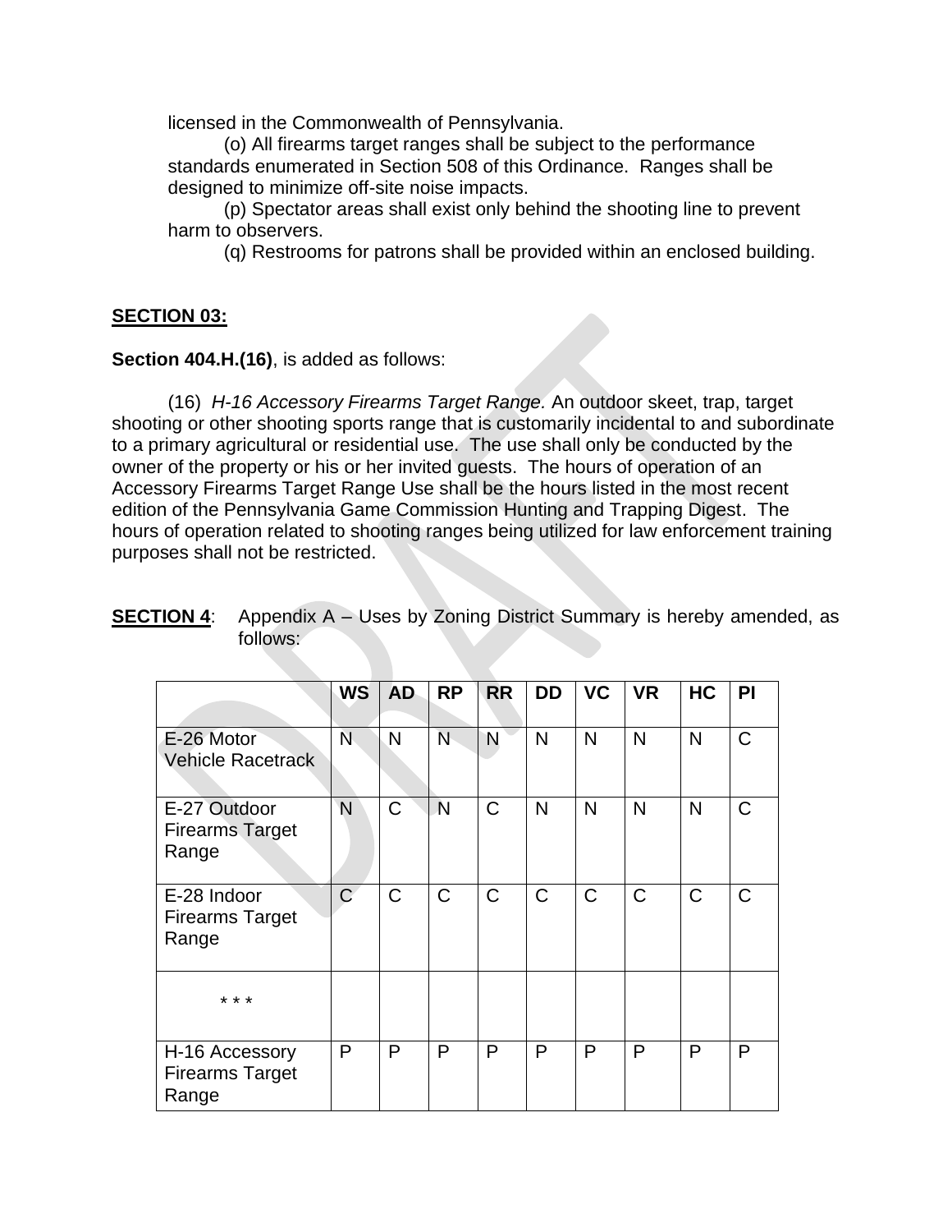licensed in the Commonwealth of Pennsylvania.

(o) All firearms target ranges shall be subject to the performance standards enumerated in Section 508 of this Ordinance. Ranges shall be designed to minimize off-site noise impacts.

(p) Spectator areas shall exist only behind the shooting line to prevent harm to observers.

(q) Restrooms for patrons shall be provided within an enclosed building.

**SECTION 03:**

**Section 404.H.(16)**, is added as follows:

(16) *H-16 Accessory Firearms Target Range.* An outdoor skeet, trap, target shooting or other shooting sports range that is customarily incidental to and subordinate to a primary agricultural or residential use. The use shall only be conducted by the owner of the property or his or her invited guests. The hours of operation of an Accessory Firearms Target Range Use shall be the hours listed in the most recent edition of the Pennsylvania Game Commission Hunting and Trapping Digest. The hours of operation related to shooting ranges being utilized for law enforcement training purposes shall not be restricted.

**SECTION 4**: Appendix A – Uses by Zoning District Summary is hereby amended, as follows:

| | **WS** | **AD** | **RP** | **RR** | **DD** | **VC** | **VR** | **HC** | **PI** |
|---|---|---|---|---|---|---|---|---|---|
| E-26 Motor Vehicle Racetrack | N | N | N | N | N | N | N | N | C |
| E-27 Outdoor Firearms Target Range | N | C | N | C | N | N | N | N | C |
| E-28 Indoor Firearms Target Range | C | C | C | C | C | C | C | C | C |
| * * * | | | | | | | | | |
| H-16 Accessory Firearms Target Range | P | P | P | P | P | P | P | P | P |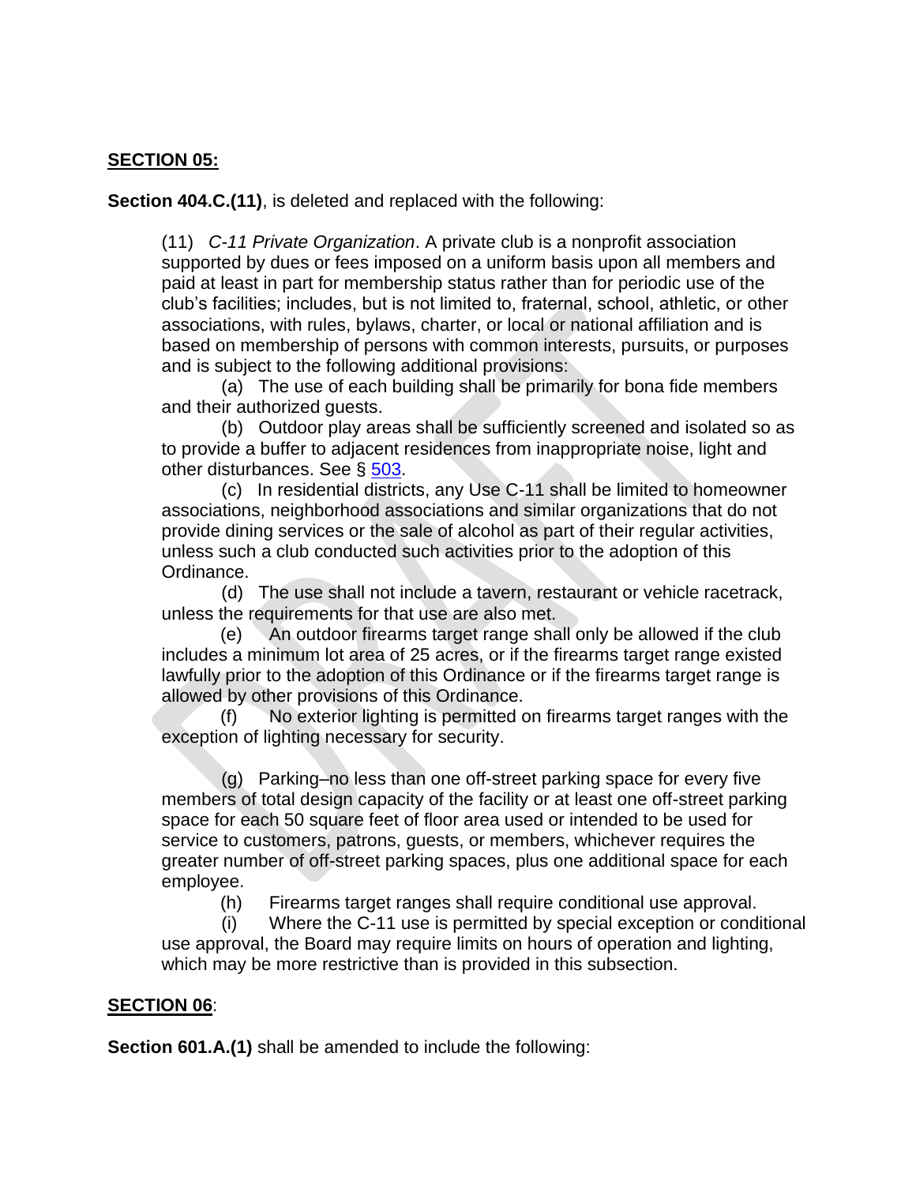**SECTION 05:**

**Section 404.C.(11)**, is deleted and replaced with the following:

(11) *C-11 Private Organization*. A private club is a nonprofit association supported by dues or fees imposed on a uniform basis upon all members and paid at least in part for membership status rather than for periodic use of the club's facilities; includes, but is not limited to, fraternal, school, athletic, or other associations, with rules, bylaws, charter, or local or national affiliation and is based on membership of persons with common interests, pursuits, or purposes and is subject to the following additional provisions:

(a) The use of each building shall be primarily for bona fide members and their authorized guests.

(b) Outdoor play areas shall be sufficiently screened and isolated so as to provide a buffer to adjacent residences from inappropriate noise, light and other disturbances. See § 503.

(c) In residential districts, any Use C-11 shall be limited to homeowner associations, neighborhood associations and similar organizations that do not provide dining services or the sale of alcohol as part of their regular activities, unless such a club conducted such activities prior to the adoption of this Ordinance.

(d) The use shall not include a tavern, restaurant or vehicle racetrack, unless the requirements for that use are also met.

(e) An outdoor firearms target range shall only be allowed if the club includes a minimum lot area of 25 acres, or if the firearms target range existed lawfully prior to the adoption of this Ordinance or if the firearms target range is allowed by other provisions of this Ordinance.

(f) No exterior lighting is permitted on firearms target ranges with the exception of lighting necessary for security.

(g) Parking–no less than one off-street parking space for every five members of total design capacity of the facility or at least one off-street parking space for each 50 square feet of floor area used or intended to be used for service to customers, patrons, guests, or members, whichever requires the greater number of off-street parking spaces, plus one additional space for each employee.

(h) Firearms target ranges shall require conditional use approval.

(i) Where the C-11 use is permitted by special exception or conditional use approval, the Board may require limits on hours of operation and lighting, which may be more restrictive than is provided in this subsection.

**SECTION 06**:

**Section 601.A.(1)** shall be amended to include the following: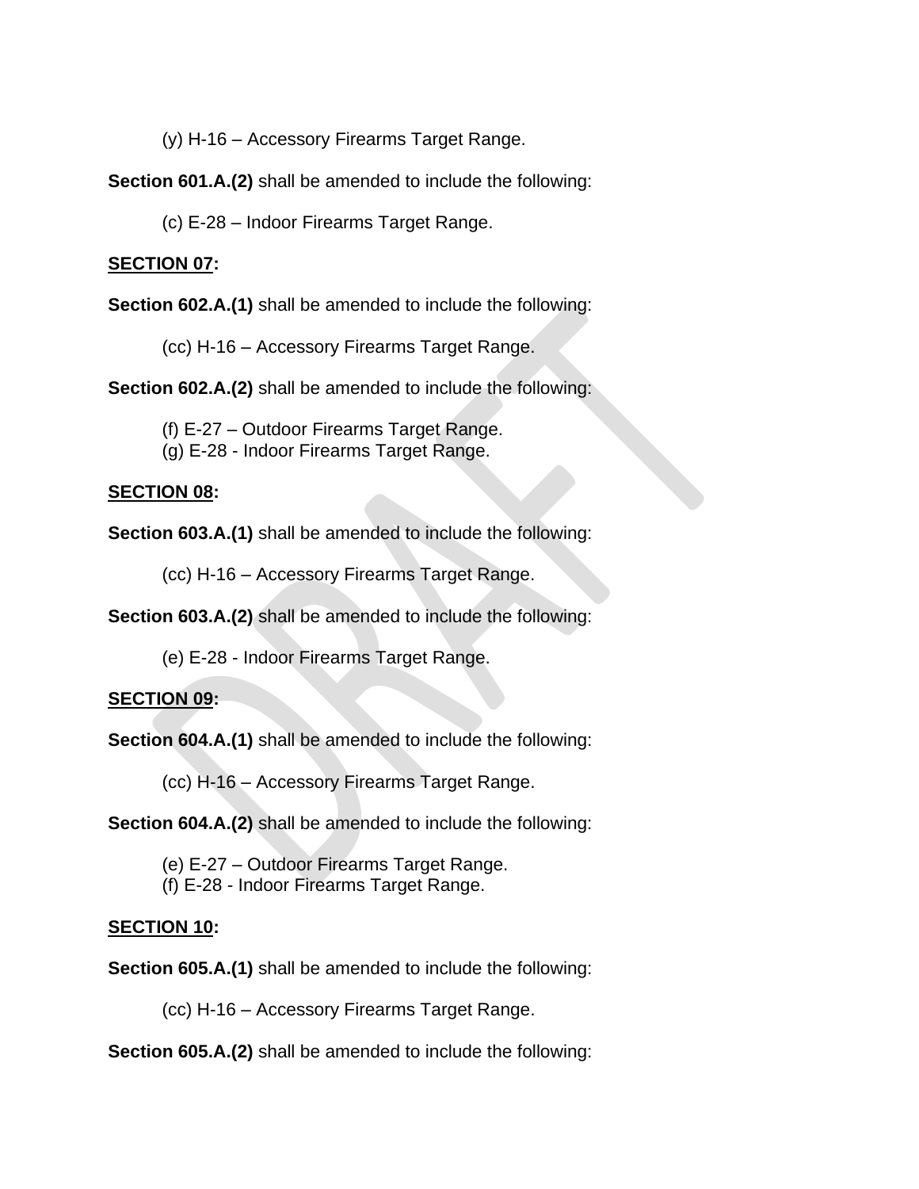(y) H-16 – Accessory Firearms Target Range.

**Section 601.A.(2)** shall be amended to include the following:

(c) E-28 – Indoor Firearms Target Range.

**<u>SECTION 07</u>:**

**Section 602.A.(1)** shall be amended to include the following:

(cc) H-16 – Accessory Firearms Target Range.

**Section 602.A.(2)** shall be amended to include the following:

(f) E-27 – Outdoor Firearms Target Range.
(g) E-28 - Indoor Firearms Target Range.

**<u>SECTION 08</u>:**

**Section 603.A.(1)** shall be amended to include the following:

(cc) H-16 – Accessory Firearms Target Range.

**Section 603.A.(2)** shall be amended to include the following:

(e) E-28 - Indoor Firearms Target Range.

**<u>SECTION 09</u>:**

**Section 604.A.(1)** shall be amended to include the following:

(cc) H-16 – Accessory Firearms Target Range.

**Section 604.A.(2)** shall be amended to include the following:

(e) E-27 – Outdoor Firearms Target Range.
(f) E-28 - Indoor Firearms Target Range.

**<u>SECTION 10</u>:**

**Section 605.A.(1)** shall be amended to include the following:

(cc) H-16 – Accessory Firearms Target Range.

**Section 605.A.(2)** shall be amended to include the following: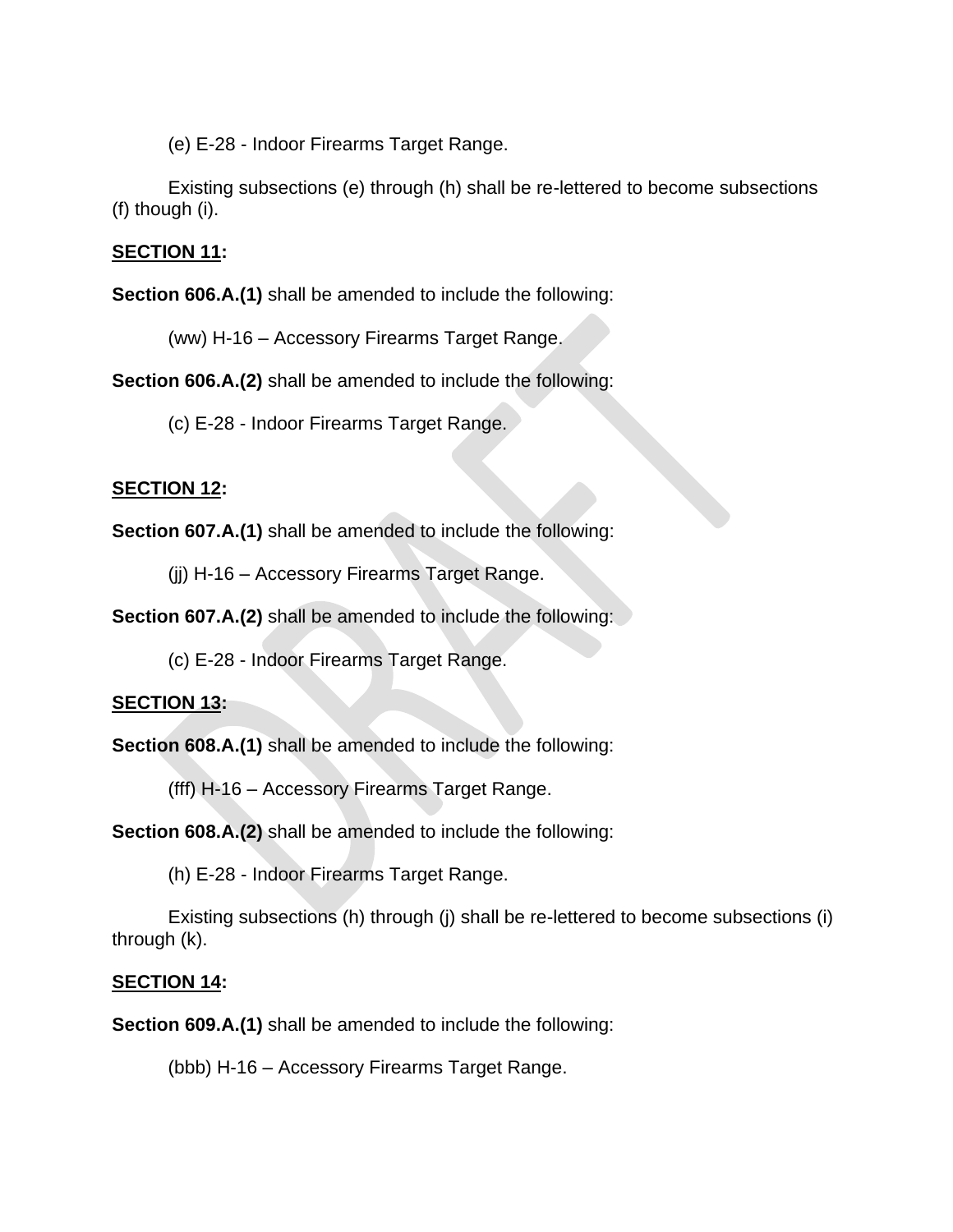(e) E-28 - Indoor Firearms Target Range.

Existing subsections (e) through (h) shall be re-lettered to become subsections (f) though (i).

**SECTION 11:**

**Section 606.A.(1)** shall be amended to include the following:

(ww) H-16 – Accessory Firearms Target Range.

**Section 606.A.(2)** shall be amended to include the following:

(c) E-28 - Indoor Firearms Target Range.

**SECTION 12:**

**Section 607.A.(1)** shall be amended to include the following:

(jj) H-16 – Accessory Firearms Target Range.

**Section 607.A.(2)** shall be amended to include the following:

(c) E-28 - Indoor Firearms Target Range.

**SECTION 13:**

**Section 608.A.(1)** shall be amended to include the following:

(fff) H-16 – Accessory Firearms Target Range.

**Section 608.A.(2)** shall be amended to include the following:

(h) E-28 - Indoor Firearms Target Range.

Existing subsections (h) through (j) shall be re-lettered to become subsections (i) through (k).

**SECTION 14:**

**Section 609.A.(1)** shall be amended to include the following:

(bbb) H-16 – Accessory Firearms Target Range.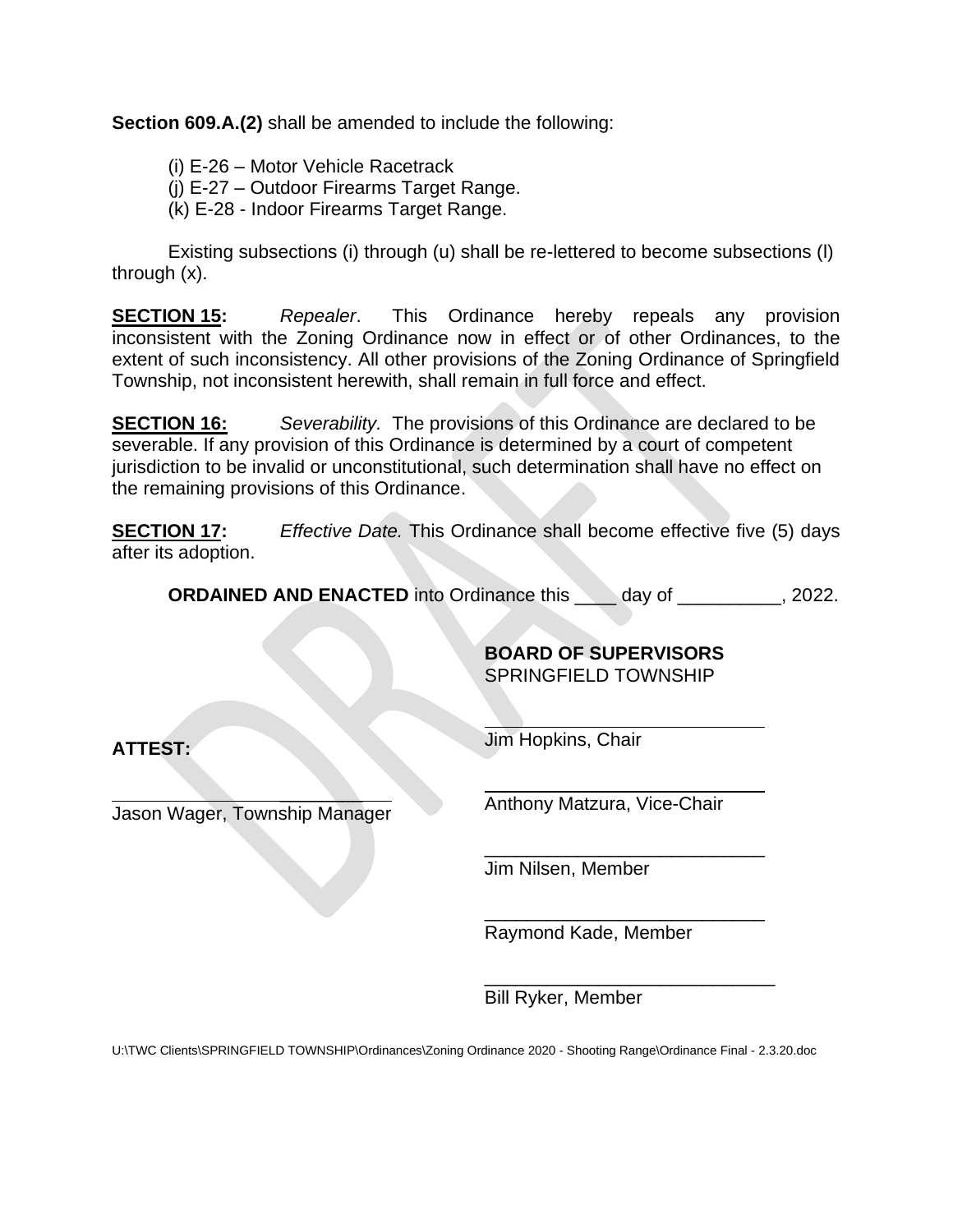**Section 609.A.(2)** shall be amended to include the following:

(i) E-26 – Motor Vehicle Racetrack
(j) E-27 – Outdoor Firearms Target Range.
(k) E-28 - Indoor Firearms Target Range.

Existing subsections (i) through (u) shall be re-lettered to become subsections (l) through (x).

**SECTION 15:** *Repealer*. This Ordinance hereby repeals any provision inconsistent with the Zoning Ordinance now in effect or of other Ordinances, to the extent of such inconsistency. All other provisions of the Zoning Ordinance of Springfield Township, not inconsistent herewith, shall remain in full force and effect.

**SECTION 16:** *Severability.* The provisions of this Ordinance are declared to be severable. If any provision of this Ordinance is determined by a court of competent jurisdiction to be invalid or unconstitutional, such determination shall have no effect on the remaining provisions of this Ordinance.

**SECTION 17:** *Effective Date.* This Ordinance shall become effective five (5) days after its adoption.

**ORDAINED AND ENACTED** into Ordinance this ____ day of __________, 2022.

**BOARD OF SUPERVISORS**
SPRINGFIELD TOWNSHIP

**ATTEST:**

___________________________
Jason Wager, Township Manager

___________________________
Jim Hopkins, Chair

___________________________
Anthony Matzura, Vice-Chair

___________________________
Jim Nilsen, Member

___________________________
Raymond Kade, Member

___________________________
Bill Ryker, Member

U:\TWC Clients\SPRINGFIELD TOWNSHIP\Ordinances\Zoning Ordinance 2020 - Shooting Range\Ordinance Final - 2.3.20.doc